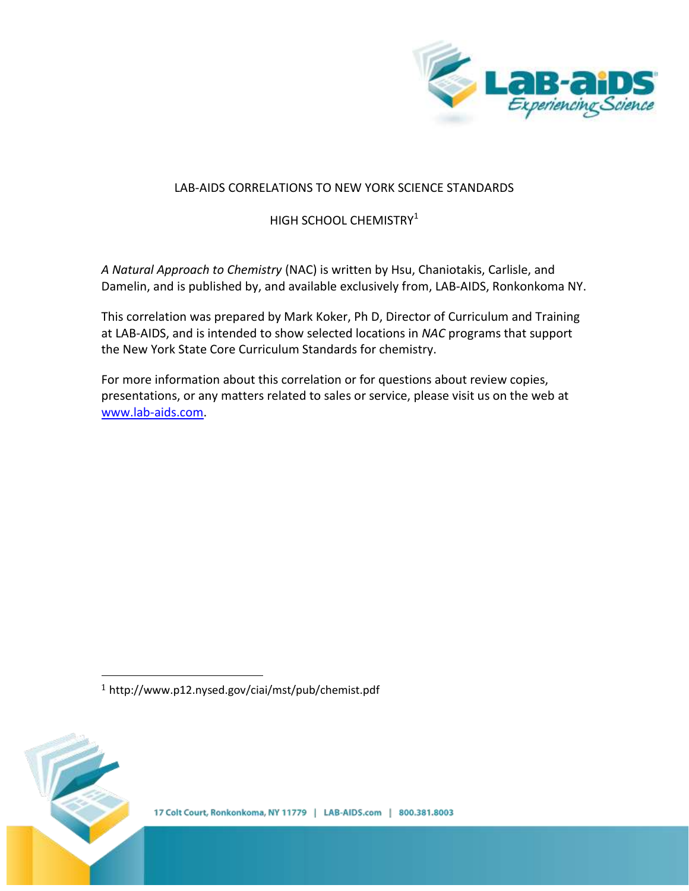# LAB-AIDS CORRELATIONS TO NEW YORK SCIENCE STANDARDS

## HIGH SCHOOL CHEMISTRY[1]

*A Natural Approach to Chemistry* (NAC) is written by Hsu, Chaniotakis, Carlisle, and Damelin, and is published by, and available exclusively from, LAB-AIDS, Ronkonkoma NY.

This correlation was prepared by Mark Koker, Ph D, Director of Curriculum and Training at LAB-AIDS, and is intended to show selected locations in *NAC* programs that support the New York State Core Curriculum Standards for chemistry.

For more information about this correlation or for questions about review copies, presentations, or any matters related to sales or service, please visit us on the web at www.lab-aids.com.

---

[1] http://www.p12.nysed.gov/ciai/mst/pub/chemist.pdf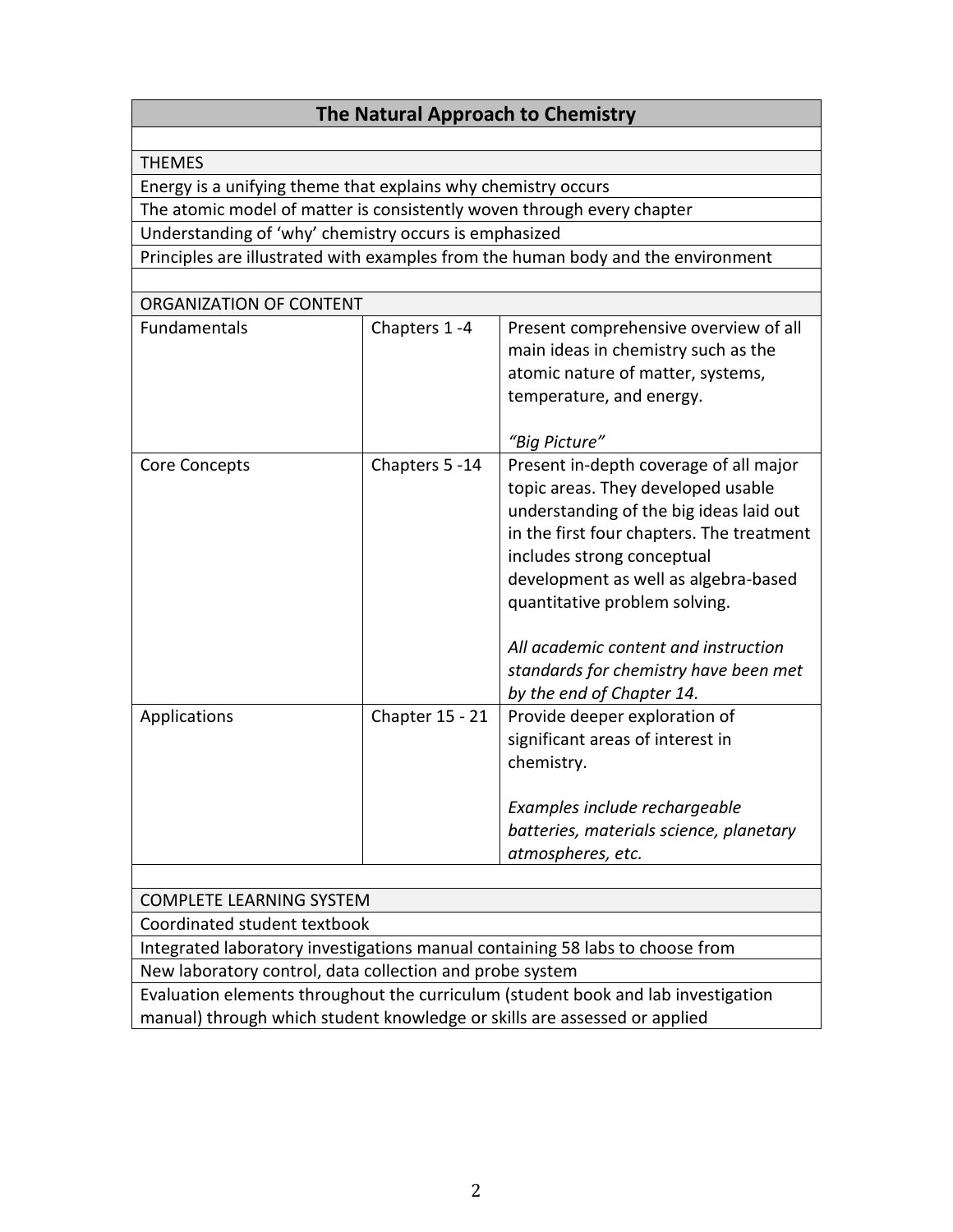# The Natural Approach to Chemistry

## THEMES

- Energy is a unifying theme that explains why chemistry occurs
- The atomic model of matter is consistently woven through every chapter
- Understanding of ‘why’ chemistry occurs is emphasized
- Principles are illustrated with examples from the human body and the environment

## ORGANIZATION OF CONTENT

| Section | Chapters | Description |
| --- | --- | --- |
| Fundamentals | Chapters 1 -4 | Present comprehensive overview of all main ideas in chemistry such as the atomic nature of matter, systems, temperature, and energy.<br><br>*“Big Picture”* |
| Core Concepts | Chapters 5 -14 | Present in-depth coverage of all major topic areas. They developed usable understanding of the big ideas laid out in the first four chapters. The treatment includes strong conceptual development as well as algebra-based quantitative problem solving.<br><br>*All academic content and instruction standards for chemistry have been met by the end of Chapter 14.* |
| Applications | Chapter 15 - 21 | Provide deeper exploration of significant areas of interest in chemistry.<br><br>*Examples include rechargeable batteries, materials science, planetary atmospheres, etc.* |

## COMPLETE LEARNING SYSTEM

- Coordinated student textbook
- Integrated laboratory investigations manual containing 58 labs to choose from
- New laboratory control, data collection and probe system
- Evaluation elements throughout the curriculum (student book and lab investigation manual) through which student knowledge or skills are assessed or applied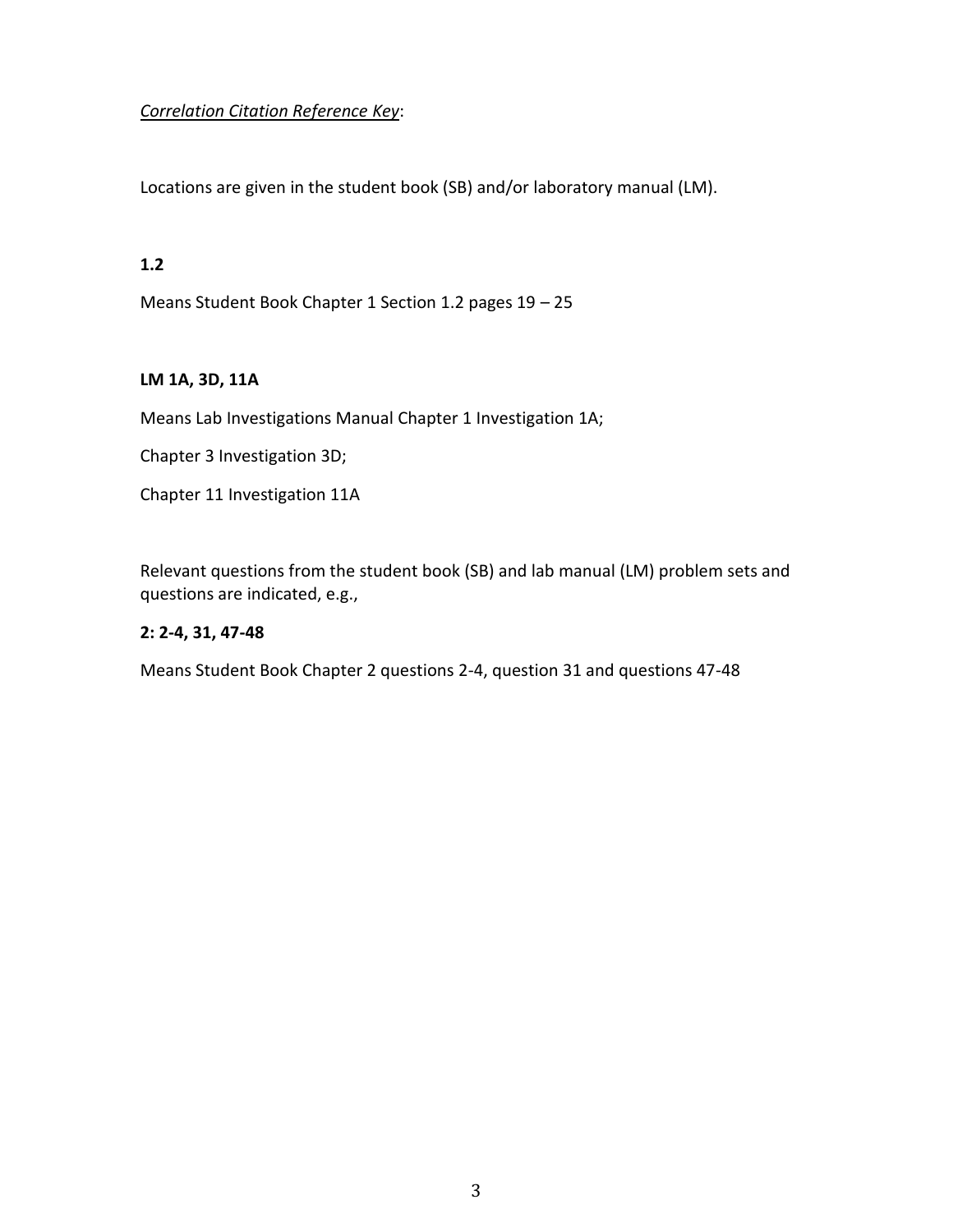*<u>Correlation Citation Reference Key</u>*:

Locations are given in the student book (SB) and/or laboratory manual (LM).

**1.2**

Means Student Book Chapter 1 Section 1.2 pages 19 – 25

**LM 1A, 3D, 11A**

Means Lab Investigations Manual Chapter 1 Investigation 1A;

Chapter 3 Investigation 3D;

Chapter 11 Investigation 11A

Relevant questions from the student book (SB) and lab manual (LM) problem sets and questions are indicated, e.g.,

**2: 2-4, 31, 47-48**

Means Student Book Chapter 2 questions 2-4, question 31 and questions 47-48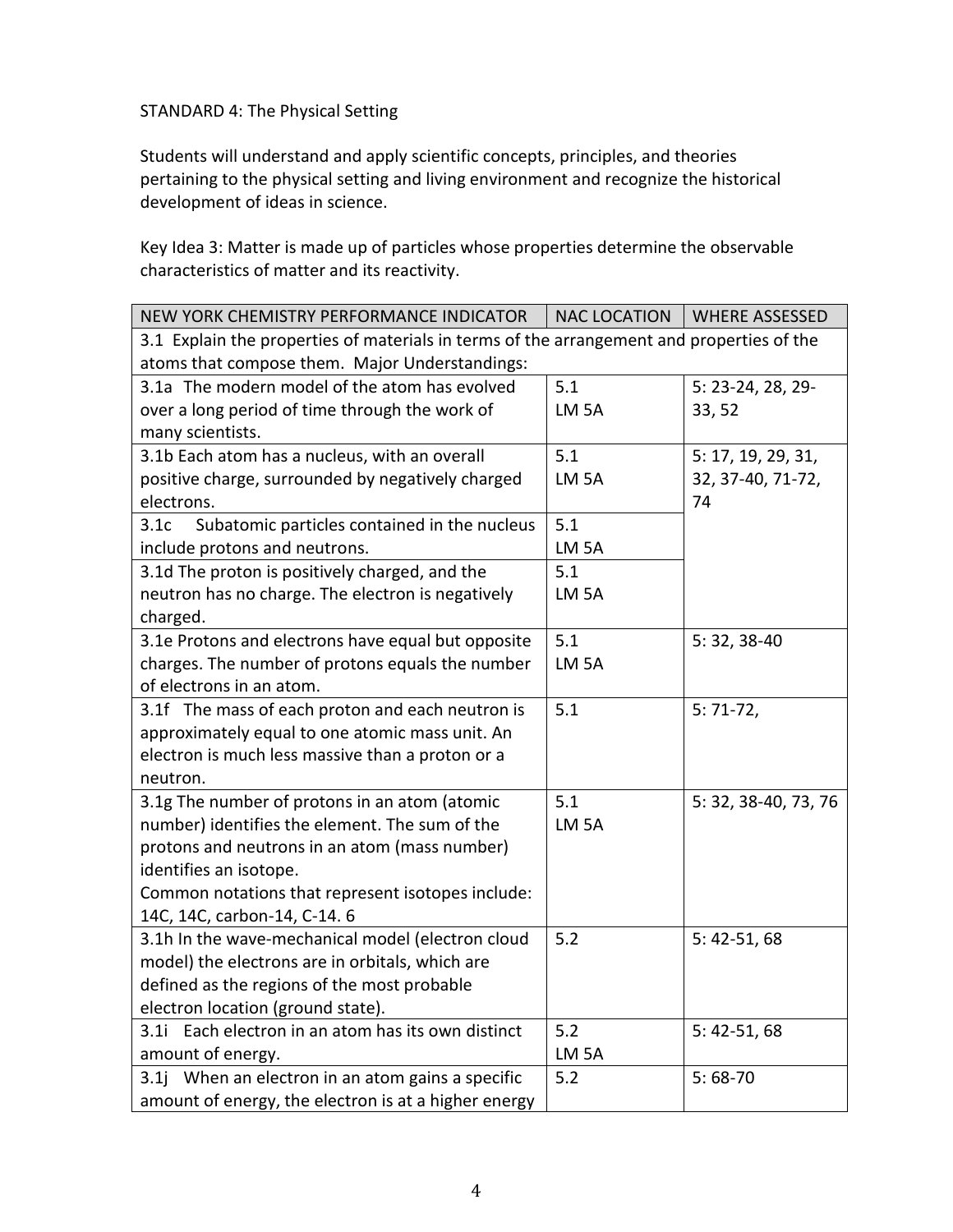STANDARD 4: The Physical Setting

Students will understand and apply scientific concepts, principles, and theories pertaining to the physical setting and living environment and recognize the historical development of ideas in science.

Key Idea 3: Matter is made up of particles whose properties determine the observable characteristics of matter and its reactivity.

| NEW YORK CHEMISTRY PERFORMANCE INDICATOR | NAC LOCATION | WHERE ASSESSED |
|---|---|---|
| 3.1 Explain the properties of materials in terms of the arrangement and properties of the atoms that compose them. Major Understandings: | | |
| 3.1a The modern model of the atom has evolved over a long period of time through the work of many scientists. | 5.1 LM 5A | 5: 23-24, 28, 29-33, 52 |
| 3.1b Each atom has a nucleus, with an overall positive charge, surrounded by negatively charged electrons. | 5.1 LM 5A | 5: 17, 19, 29, 31, 32, 37-40, 71-72, 74 |
| 3.1c Subatomic particles contained in the nucleus include protons and neutrons. | 5.1 LM 5A | |
| 3.1d The proton is positively charged, and the neutron has no charge. The electron is negatively charged. | 5.1 LM 5A | |
| 3.1e Protons and electrons have equal but opposite charges. The number of protons equals the number of electrons in an atom. | 5.1 LM 5A | 5: 32, 38-40 |
| 3.1f The mass of each proton and each neutron is approximately equal to one atomic mass unit. An electron is much less massive than a proton or a neutron. | 5.1 | 5: 71-72, |
| 3.1g The number of protons in an atom (atomic number) identifies the element. The sum of the protons and neutrons in an atom (mass number) identifies an isotope. Common notations that represent isotopes include: 14C, 14C, carbon-14, C-14. 6 | 5.1 LM 5A | 5: 32, 38-40, 73, 76 |
| 3.1h In the wave-mechanical model (electron cloud model) the electrons are in orbitals, which are defined as the regions of the most probable electron location (ground state). | 5.2 | 5: 42-51, 68 |
| 3.1i Each electron in an atom has its own distinct amount of energy. | 5.2 LM 5A | 5: 42-51, 68 |
| 3.1j When an electron in an atom gains a specific amount of energy, the electron is at a higher energy | 5.2 | 5: 68-70 |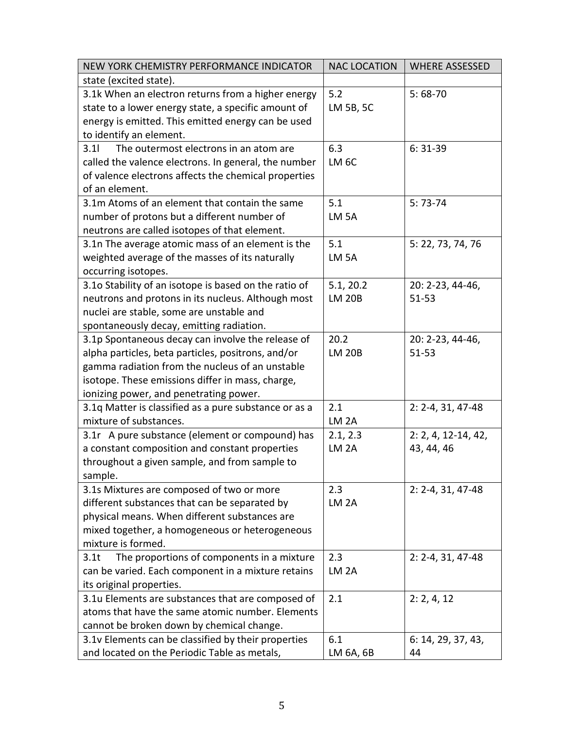| NEW YORK CHEMISTRY PERFORMANCE INDICATOR | NAC LOCATION | WHERE ASSESSED |
|---|---|---|
| state (excited state). | | |
| 3.1k When an electron returns from a higher energy state to a lower energy state, a specific amount of energy is emitted. This emitted energy can be used to identify an element. | 5.2<br>LM 5B, 5C | 5: 68-70 |
| 3.1l The outermost electrons in an atom are called the valence electrons. In general, the number of valence electrons affects the chemical properties of an element. | 6.3<br>LM 6C | 6: 31-39 |
| 3.1m Atoms of an element that contain the same number of protons but a different number of neutrons are called isotopes of that element. | 5.1<br>LM 5A | 5: 73-74 |
| 3.1n The average atomic mass of an element is the weighted average of the masses of its naturally occurring isotopes. | 5.1<br>LM 5A | 5: 22, 73, 74, 76 |
| 3.1o Stability of an isotope is based on the ratio of neutrons and protons in its nucleus. Although most nuclei are stable, some are unstable and spontaneously decay, emitting radiation. | 5.1, 20.2<br>LM 20B | 20: 2-23, 44-46, 51-53 |
| 3.1p Spontaneous decay can involve the release of alpha particles, beta particles, positrons, and/or gamma radiation from the nucleus of an unstable isotope. These emissions differ in mass, charge, ionizing power, and penetrating power. | 20.2<br>LM 20B | 20: 2-23, 44-46, 51-53 |
| 3.1q Matter is classified as a pure substance or as a mixture of substances. | 2.1<br>LM 2A | 2: 2-4, 31, 47-48 |
| 3.1r A pure substance (element or compound) has a constant composition and constant properties throughout a given sample, and from sample to sample. | 2.1, 2.3<br>LM 2A | 2: 2, 4, 12-14, 42, 43, 44, 46 |
| 3.1s Mixtures are composed of two or more different substances that can be separated by physical means. When different substances are mixed together, a homogeneous or heterogeneous mixture is formed. | 2.3<br>LM 2A | 2: 2-4, 31, 47-48 |
| 3.1t The proportions of components in a mixture can be varied. Each component in a mixture retains its original properties. | 2.3<br>LM 2A | 2: 2-4, 31, 47-48 |
| 3.1u Elements are substances that are composed of atoms that have the same atomic number. Elements cannot be broken down by chemical change. | 2.1 | 2: 2, 4, 12 |
| 3.1v Elements can be classified by their properties and located on the Periodic Table as metals, | 6.1<br>LM 6A, 6B | 6: 14, 29, 37, 43, 44 |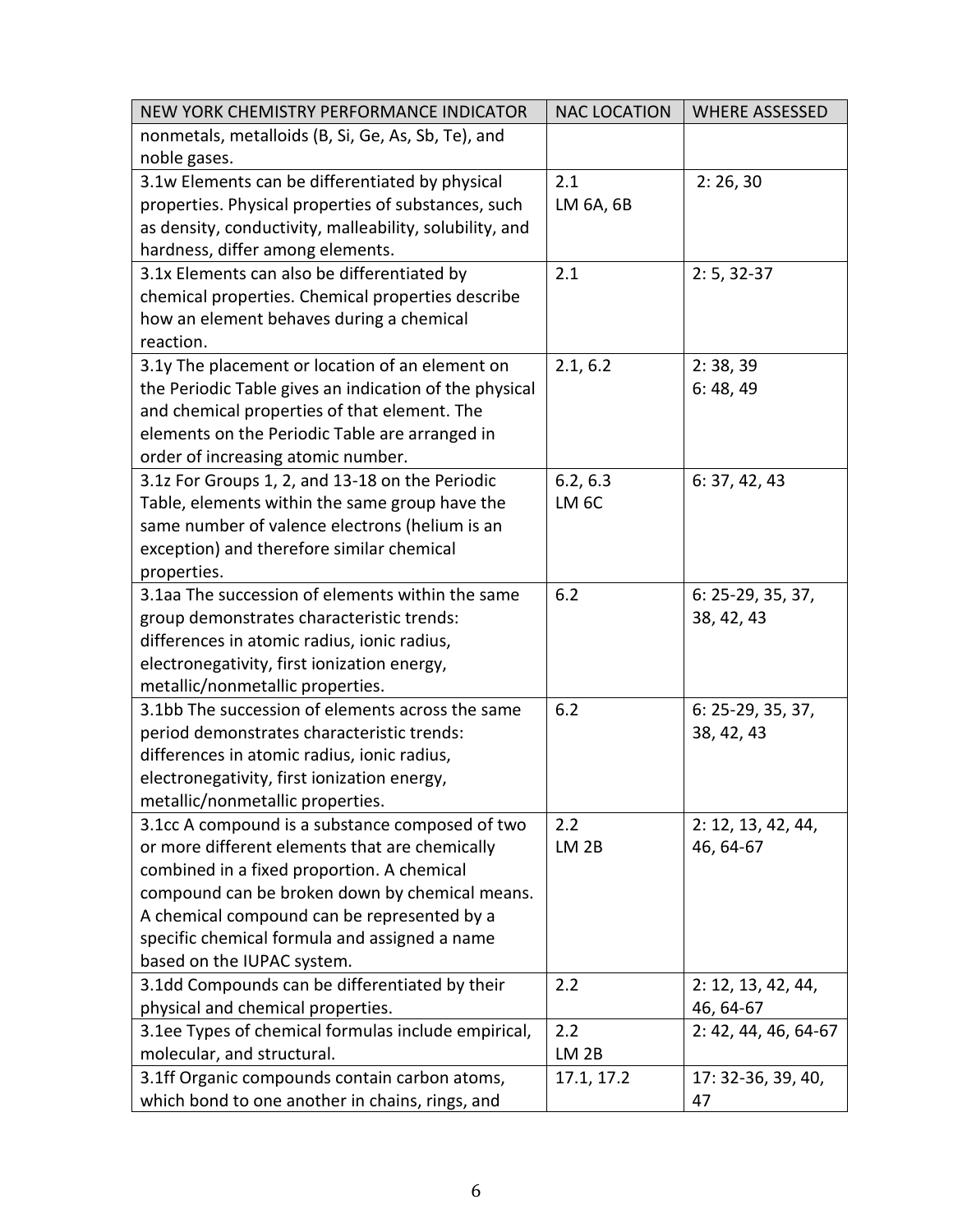| NEW YORK CHEMISTRY PERFORMANCE INDICATOR | NAC LOCATION | WHERE ASSESSED |
|---|---|---|
| nonmetals, metalloids (B, Si, Ge, As, Sb, Te), and noble gases. | | |
| 3.1w Elements can be differentiated by physical properties. Physical properties of substances, such as density, conductivity, malleability, solubility, and hardness, differ among elements. | 2.1<br>LM 6A, 6B | 2: 26, 30 |
| 3.1x Elements can also be differentiated by chemical properties. Chemical properties describe how an element behaves during a chemical reaction. | 2.1 | 2: 5, 32-37 |
| 3.1y The placement or location of an element on the Periodic Table gives an indication of the physical and chemical properties of that element. The elements on the Periodic Table are arranged in order of increasing atomic number. | 2.1, 6.2 | 2: 38, 39<br>6: 48, 49 |
| 3.1z For Groups 1, 2, and 13-18 on the Periodic Table, elements within the same group have the same number of valence electrons (helium is an exception) and therefore similar chemical properties. | 6.2, 6.3<br>LM 6C | 6: 37, 42, 43 |
| 3.1aa The succession of elements within the same group demonstrates characteristic trends: differences in atomic radius, ionic radius, electronegativity, first ionization energy, metallic/nonmetallic properties. | 6.2 | 6: 25-29, 35, 37, 38, 42, 43 |
| 3.1bb The succession of elements across the same period demonstrates characteristic trends: differences in atomic radius, ionic radius, electronegativity, first ionization energy, metallic/nonmetallic properties. | 6.2 | 6: 25-29, 35, 37, 38, 42, 43 |
| 3.1cc A compound is a substance composed of two or more different elements that are chemically combined in a fixed proportion. A chemical compound can be broken down by chemical means. A chemical compound can be represented by a specific chemical formula and assigned a name based on the IUPAC system. | 2.2<br>LM 2B | 2: 12, 13, 42, 44, 46, 64-67 |
| 3.1dd Compounds can be differentiated by their physical and chemical properties. | 2.2 | 2: 12, 13, 42, 44, 46, 64-67 |
| 3.1ee Types of chemical formulas include empirical, molecular, and structural. | 2.2<br>LM 2B | 2: 42, 44, 46, 64-67 |
| 3.1ff Organic compounds contain carbon atoms, which bond to one another in chains, rings, and | 17.1, 17.2 | 17: 32-36, 39, 40, 47 |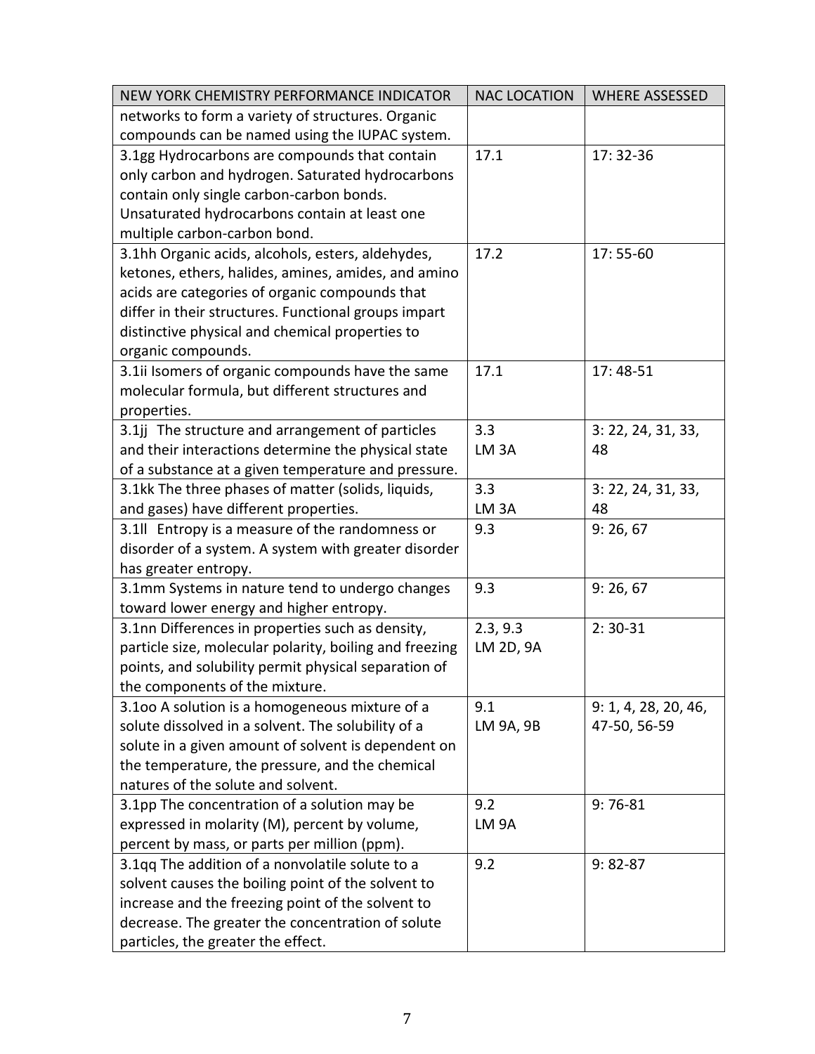| NEW YORK CHEMISTRY PERFORMANCE INDICATOR | NAC LOCATION | WHERE ASSESSED |
|---|---|---|
| networks to form a variety of structures. Organic compounds can be named using the IUPAC system. | | |
| 3.1gg Hydrocarbons are compounds that contain only carbon and hydrogen. Saturated hydrocarbons contain only single carbon-carbon bonds. Unsaturated hydrocarbons contain at least one multiple carbon-carbon bond. | 17.1 | 17: 32-36 |
| 3.1hh Organic acids, alcohols, esters, aldehydes, ketones, ethers, halides, amines, amides, and amino acids are categories of organic compounds that differ in their structures. Functional groups impart distinctive physical and chemical properties to organic compounds. | 17.2 | 17: 55-60 |
| 3.1ii Isomers of organic compounds have the same molecular formula, but different structures and properties. | 17.1 | 17: 48-51 |
| 3.1jj The structure and arrangement of particles and their interactions determine the physical state of a substance at a given temperature and pressure. | 3.3<br>LM 3A | 3: 22, 24, 31, 33, 48 |
| 3.1kk The three phases of matter (solids, liquids, and gases) have different properties. | 3.3<br>LM 3A | 3: 22, 24, 31, 33, 48 |
| 3.1ll Entropy is a measure of the randomness or disorder of a system. A system with greater disorder has greater entropy. | 9.3 | 9: 26, 67 |
| 3.1mm Systems in nature tend to undergo changes toward lower energy and higher entropy. | 9.3 | 9: 26, 67 |
| 3.1nn Differences in properties such as density, particle size, molecular polarity, boiling and freezing points, and solubility permit physical separation of the components of the mixture. | 2.3, 9.3<br>LM 2D, 9A | 2: 30-31 |
| 3.1oo A solution is a homogeneous mixture of a solute dissolved in a solvent. The solubility of a solute in a given amount of solvent is dependent on the temperature, the pressure, and the chemical natures of the solute and solvent. | 9.1<br>LM 9A, 9B | 9: 1, 4, 28, 20, 46, 47-50, 56-59 |
| 3.1pp The concentration of a solution may be expressed in molarity (M), percent by volume, percent by mass, or parts per million (ppm). | 9.2<br>LM 9A | 9: 76-81 |
| 3.1qq The addition of a nonvolatile solute to a solvent causes the boiling point of the solvent to increase and the freezing point of the solvent to decrease. The greater the concentration of solute particles, the greater the effect. | 9.2 | 9: 82-87 |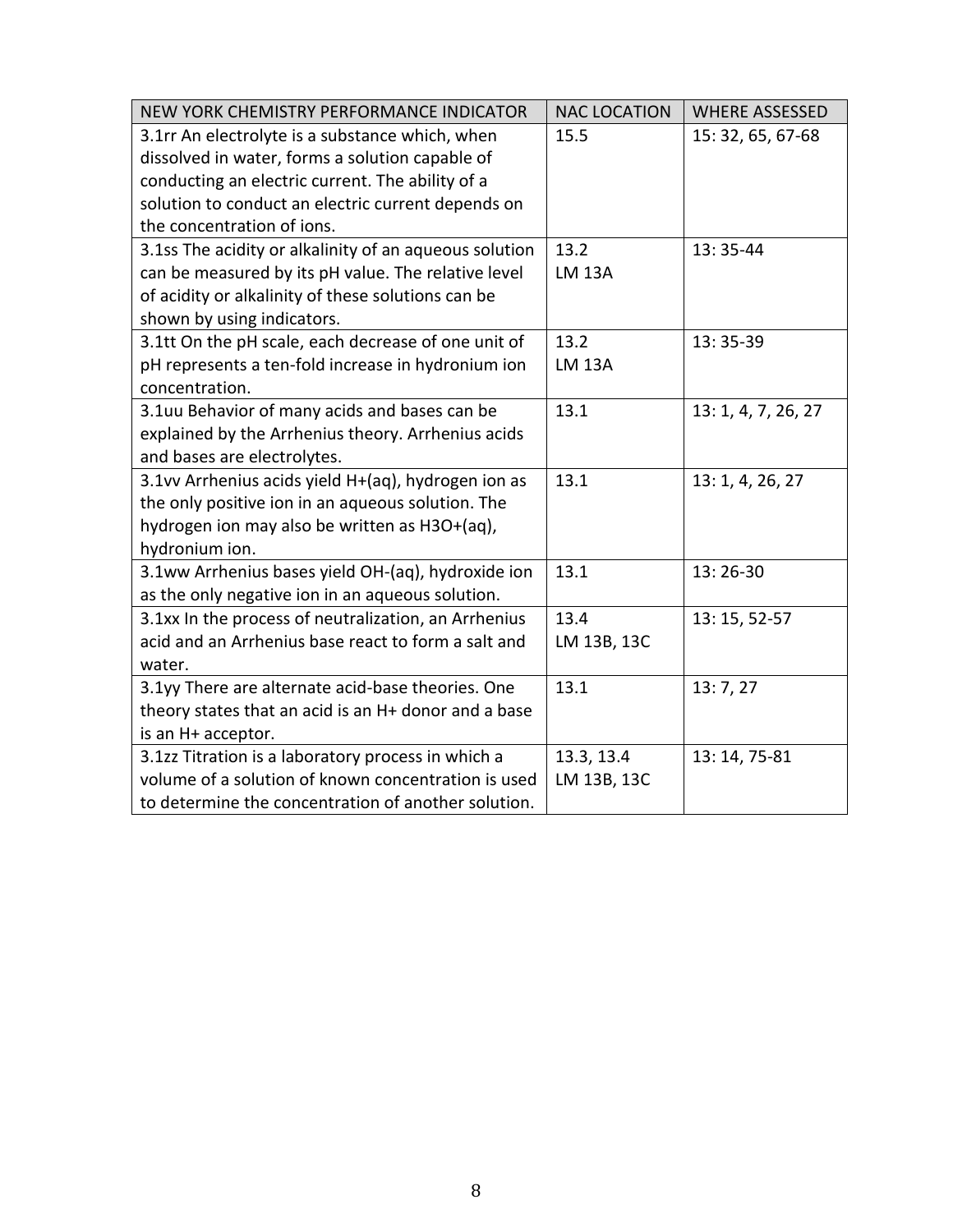| NEW YORK CHEMISTRY PERFORMANCE INDICATOR | NAC LOCATION | WHERE ASSESSED |
| --- | --- | --- |
| 3.1rr An electrolyte is a substance which, when dissolved in water, forms a solution capable of conducting an electric current. The ability of a solution to conduct an electric current depends on the concentration of ions. | 15.5 | 15: 32, 65, 67-68 |
| 3.1ss The acidity or alkalinity of an aqueous solution can be measured by its pH value. The relative level of acidity or alkalinity of these solutions can be shown by using indicators. | 13.2<br>LM 13A | 13: 35-44 |
| 3.1tt On the pH scale, each decrease of one unit of pH represents a ten-fold increase in hydronium ion concentration. | 13.2<br>LM 13A | 13: 35-39 |
| 3.1uu Behavior of many acids and bases can be explained by the Arrhenius theory. Arrhenius acids and bases are electrolytes. | 13.1 | 13: 1, 4, 7, 26, 27 |
| 3.1vv Arrhenius acids yield $H^+(aq)$, hydrogen ion as the only positive ion in an aqueous solution. The hydrogen ion may also be written as $H_3O^+(aq)$, hydronium ion. | 13.1 | 13: 1, 4, 26, 27 |
| 3.1ww Arrhenius bases yield $OH^-(aq)$, hydroxide ion as the only negative ion in an aqueous solution. | 13.1 | 13: 26-30 |
| 3.1xx In the process of neutralization, an Arrhenius acid and an Arrhenius base react to form a salt and water. | 13.4<br>LM 13B, 13C | 13: 15, 52-57 |
| 3.1yy There are alternate acid-base theories. One theory states that an acid is an $H^+$ donor and a base is an $H^+$ acceptor. | 13.1 | 13: 7, 27 |
| 3.1zz Titration is a laboratory process in which a volume of a solution of known concentration is used to determine the concentration of another solution. | 13.3, 13.4<br>LM 13B, 13C | 13: 14, 75-81 |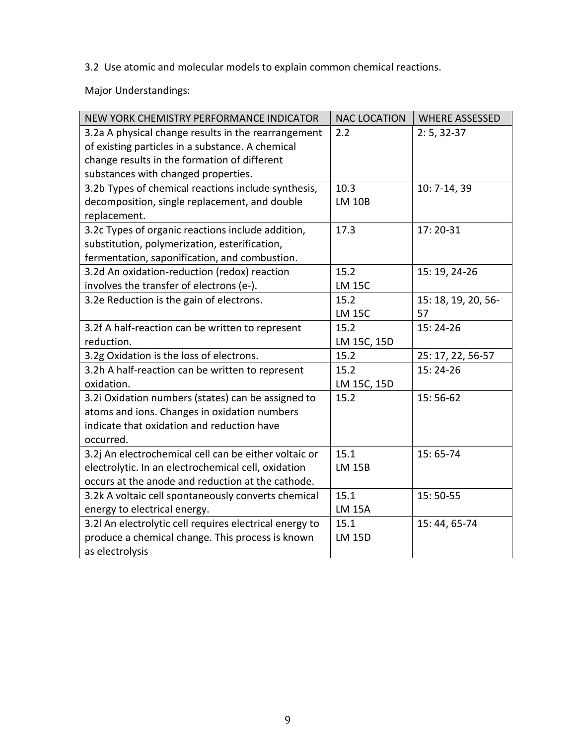3.2 Use atomic and molecular models to explain common chemical reactions.

Major Understandings:

| NEW YORK CHEMISTRY PERFORMANCE INDICATOR | NAC LOCATION | WHERE ASSESSED |
|---|---|---|
| 3.2a A physical change results in the rearrangement of existing particles in a substance. A chemical change results in the formation of different substances with changed properties. | 2.2 | 2: 5, 32-37 |
| 3.2b Types of chemical reactions include synthesis, decomposition, single replacement, and double replacement. | 10.3<br>LM 10B | 10: 7-14, 39 |
| 3.2c Types of organic reactions include addition, substitution, polymerization, esterification, fermentation, saponification, and combustion. | 17.3 | 17: 20-31 |
| 3.2d An oxidation-reduction (redox) reaction involves the transfer of electrons (e-). | 15.2<br>LM 15C | 15: 19, 24-26 |
| 3.2e Reduction is the gain of electrons. | 15.2<br>LM 15C | 15: 18, 19, 20, 56-57 |
| 3.2f A half-reaction can be written to represent reduction. | 15.2<br>LM 15C, 15D | 15: 24-26 |
| 3.2g Oxidation is the loss of electrons. | 15.2 | 25: 17, 22, 56-57 |
| 3.2h A half-reaction can be written to represent oxidation. | 15.2<br>LM 15C, 15D | 15: 24-26 |
| 3.2i Oxidation numbers (states) can be assigned to atoms and ions. Changes in oxidation numbers indicate that oxidation and reduction have occurred. | 15.2 | 15: 56-62 |
| 3.2j An electrochemical cell can be either voltaic or electrolytic. In an electrochemical cell, oxidation occurs at the anode and reduction at the cathode. | 15.1<br>LM 15B | 15: 65-74 |
| 3.2k A voltaic cell spontaneously converts chemical energy to electrical energy. | 15.1<br>LM 15A | 15: 50-55 |
| 3.2l An electrolytic cell requires electrical energy to produce a chemical change. This process is known as electrolysis | 15.1<br>LM 15D | 15: 44, 65-74 |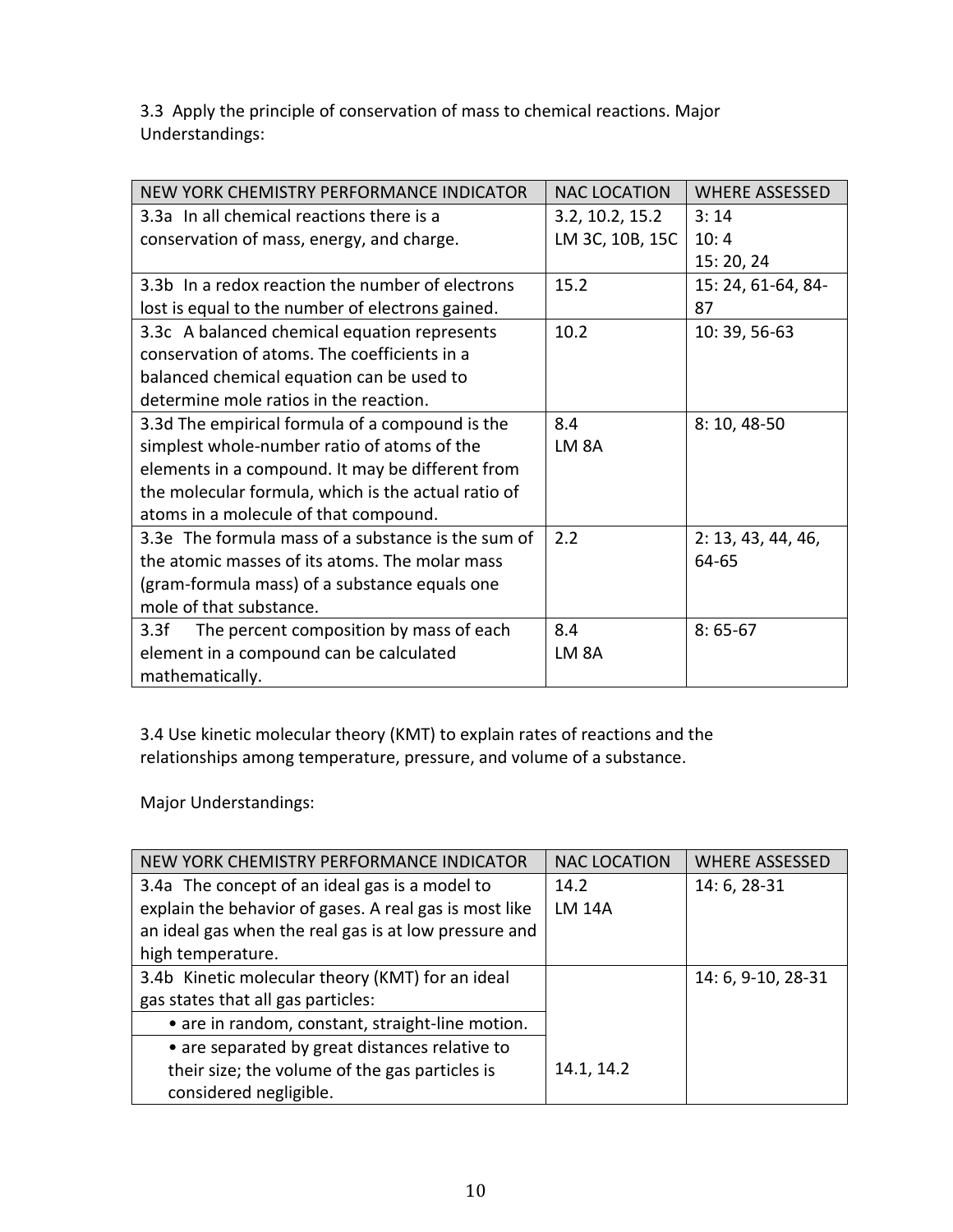3.3 Apply the principle of conservation of mass to chemical reactions. Major Understandings:

| NEW YORK CHEMISTRY PERFORMANCE INDICATOR | NAC LOCATION | WHERE ASSESSED |
|---|---|---|
| 3.3a In all chemical reactions there is a conservation of mass, energy, and charge. | 3.2, 10.2, 15.2<br>LM 3C, 10B, 15C | 3: 14<br>10: 4<br>15: 20, 24 |
| 3.3b In a redox reaction the number of electrons lost is equal to the number of electrons gained. | 15.2 | 15: 24, 61-64, 84-87 |
| 3.3c A balanced chemical equation represents conservation of atoms. The coefficients in a balanced chemical equation can be used to determine mole ratios in the reaction. | 10.2 | 10: 39, 56-63 |
| 3.3d The empirical formula of a compound is the simplest whole-number ratio of atoms of the elements in a compound. It may be different from the molecular formula, which is the actual ratio of atoms in a molecule of that compound. | 8.4<br>LM 8A | 8: 10, 48-50 |
| 3.3e The formula mass of a substance is the sum of the atomic masses of its atoms. The molar mass (gram-formula mass) of a substance equals one mole of that substance. | 2.2 | 2: 13, 43, 44, 46, 64-65 |
| 3.3f The percent composition by mass of each element in a compound can be calculated mathematically. | 8.4<br>LM 8A | 8: 65-67 |

3.4 Use kinetic molecular theory (KMT) to explain rates of reactions and the relationships among temperature, pressure, and volume of a substance.

Major Understandings:

| NEW YORK CHEMISTRY PERFORMANCE INDICATOR | NAC LOCATION | WHERE ASSESSED |
|---|---|---|
| 3.4a The concept of an ideal gas is a model to explain the behavior of gases. A real gas is most like an ideal gas when the real gas is at low pressure and high temperature. | 14.2<br>LM 14A | 14: 6, 28-31 |
| 3.4b Kinetic molecular theory (KMT) for an ideal gas states that all gas particles: | 14.1, 14.2 | 14: 6, 9-10, 28-31 |
| • are in random, constant, straight-line motion. | | |
| • are separated by great distances relative to their size; the volume of the gas particles is considered negligible. | | |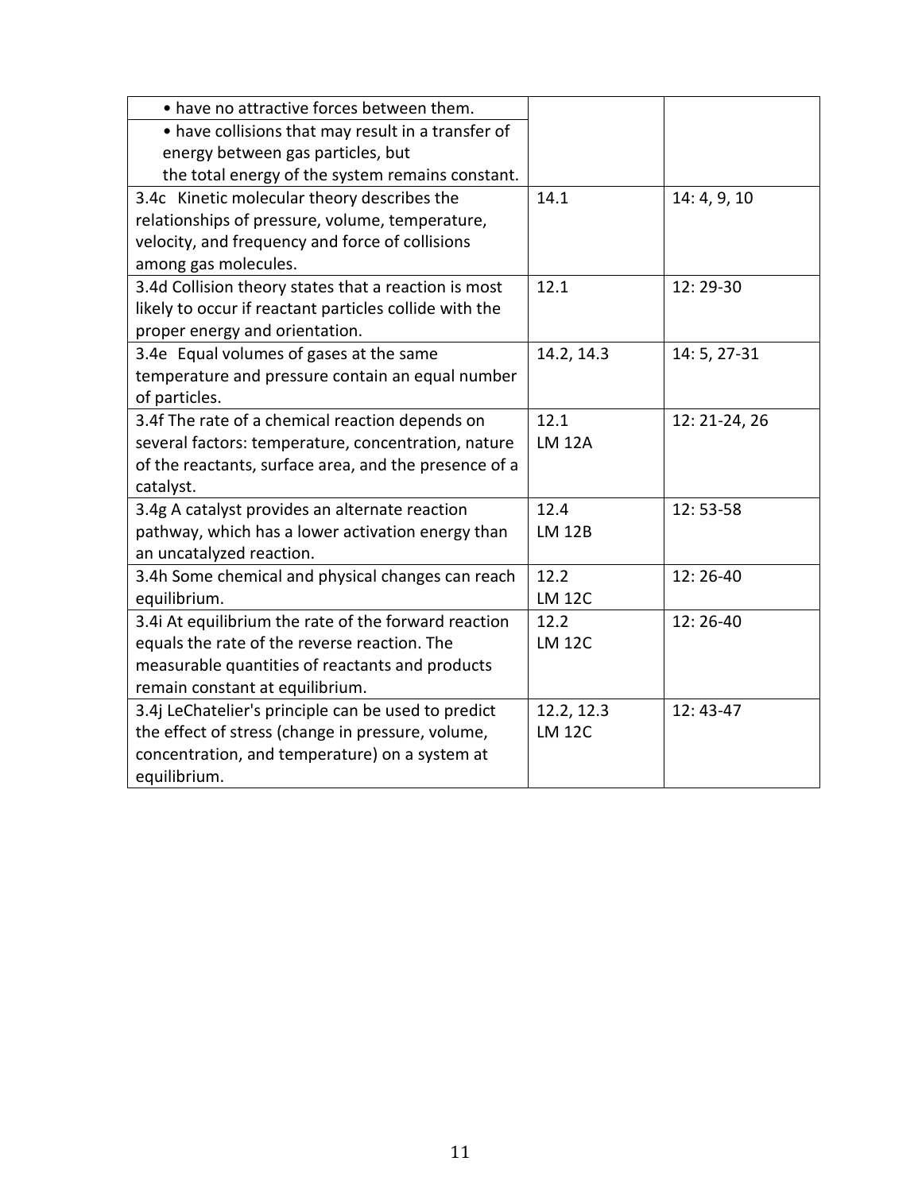| | | |
|---|---|---|
| • have no attractive forces between them. <br> • have collisions that may result in a transfer of energy between gas particles, but the total energy of the system remains constant. | | |
| 3.4c Kinetic molecular theory describes the relationships of pressure, volume, temperature, velocity, and frequency and force of collisions among gas molecules. | 14.1 | 14: 4, 9, 10 |
| 3.4d Collision theory states that a reaction is most likely to occur if reactant particles collide with the proper energy and orientation. | 12.1 | 12: 29-30 |
| 3.4e Equal volumes of gases at the same temperature and pressure contain an equal number of particles. | 14.2, 14.3 | 14: 5, 27-31 |
| 3.4f The rate of a chemical reaction depends on several factors: temperature, concentration, nature of the reactants, surface area, and the presence of a catalyst. | 12.1 <br> LM 12A | 12: 21-24, 26 |
| 3.4g A catalyst provides an alternate reaction pathway, which has a lower activation energy than an uncatalyzed reaction. | 12.4 <br> LM 12B | 12: 53-58 |
| 3.4h Some chemical and physical changes can reach equilibrium. | 12.2 <br> LM 12C | 12: 26-40 |
| 3.4i At equilibrium the rate of the forward reaction equals the rate of the reverse reaction. The measurable quantities of reactants and products remain constant at equilibrium. | 12.2 <br> LM 12C | 12: 26-40 |
| 3.4j LeChatelier's principle can be used to predict the effect of stress (change in pressure, volume, concentration, and temperature) on a system at equilibrium. | 12.2, 12.3 <br> LM 12C | 12: 43-47 |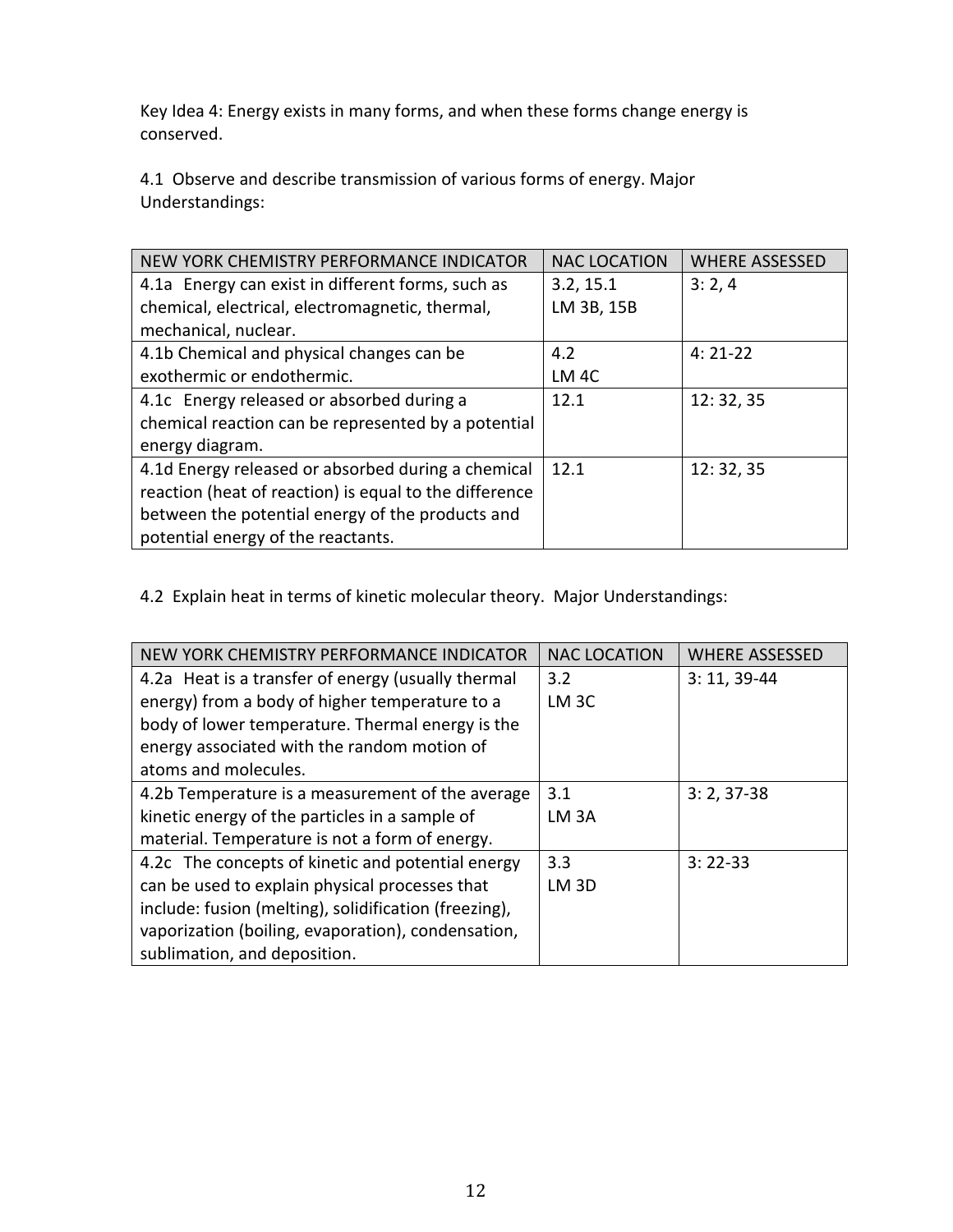Key Idea 4: Energy exists in many forms, and when these forms change energy is conserved.

4.1 Observe and describe transmission of various forms of energy. Major Understandings:

| NEW YORK CHEMISTRY PERFORMANCE INDICATOR | NAC LOCATION | WHERE ASSESSED |
|---|---|---|
| 4.1a Energy can exist in different forms, such as chemical, electrical, electromagnetic, thermal, mechanical, nuclear. | 3.2, 15.1<br>LM 3B, 15B | 3: 2, 4 |
| 4.1b Chemical and physical changes can be exothermic or endothermic. | 4.2<br>LM 4C | 4: 21-22 |
| 4.1c Energy released or absorbed during a chemical reaction can be represented by a potential energy diagram. | 12.1 | 12: 32, 35 |
| 4.1d Energy released or absorbed during a chemical reaction (heat of reaction) is equal to the difference between the potential energy of the products and potential energy of the reactants. | 12.1 | 12: 32, 35 |

4.2 Explain heat in terms of kinetic molecular theory. Major Understandings:

| NEW YORK CHEMISTRY PERFORMANCE INDICATOR | NAC LOCATION | WHERE ASSESSED |
|---|---|---|
| 4.2a Heat is a transfer of energy (usually thermal energy) from a body of higher temperature to a body of lower temperature. Thermal energy is the energy associated with the random motion of atoms and molecules. | 3.2<br>LM 3C | 3: 11, 39-44 |
| 4.2b Temperature is a measurement of the average kinetic energy of the particles in a sample of material. Temperature is not a form of energy. | 3.1<br>LM 3A | 3: 2, 37-38 |
| 4.2c The concepts of kinetic and potential energy can be used to explain physical processes that include: fusion (melting), solidification (freezing), vaporization (boiling, evaporation), condensation, sublimation, and deposition. | 3.3<br>LM 3D | 3: 22-33 |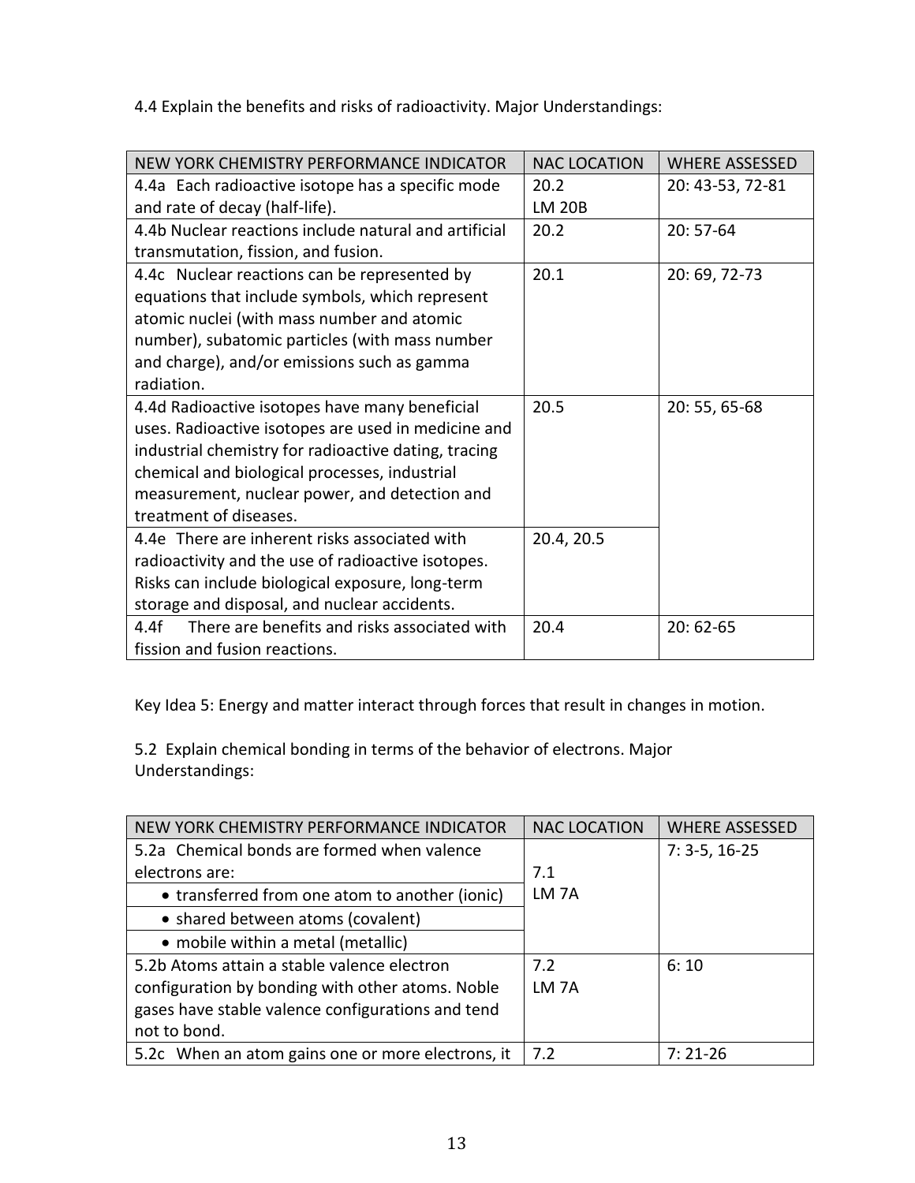4.4 Explain the benefits and risks of radioactivity. Major Understandings:

| NEW YORK CHEMISTRY PERFORMANCE INDICATOR | NAC LOCATION | WHERE ASSESSED |
|---|---|---|
| 4.4a Each radioactive isotope has a specific mode and rate of decay (half-life). | 20.2<br>LM 20B | 20: 43-53, 72-81 |
| 4.4b Nuclear reactions include natural and artificial transmutation, fission, and fusion. | 20.2 | 20: 57-64 |
| 4.4c Nuclear reactions can be represented by equations that include symbols, which represent atomic nuclei (with mass number and atomic number), subatomic particles (with mass number and charge), and/or emissions such as gamma radiation. | 20.1 | 20: 69, 72-73 |
| 4.4d Radioactive isotopes have many beneficial uses. Radioactive isotopes are used in medicine and industrial chemistry for radioactive dating, tracing chemical and biological processes, industrial measurement, nuclear power, and detection and treatment of diseases. | 20.5 | 20: 55, 65-68 |
| 4.4e There are inherent risks associated with radioactivity and the use of radioactive isotopes. Risks can include biological exposure, long-term storage and disposal, and nuclear accidents. | 20.4, 20.5 | |
| 4.4f There are benefits and risks associated with fission and fusion reactions. | 20.4 | 20: 62-65 |

Key Idea 5: Energy and matter interact through forces that result in changes in motion.

5.2 Explain chemical bonding in terms of the behavior of electrons. Major Understandings:

| NEW YORK CHEMISTRY PERFORMANCE INDICATOR | NAC LOCATION | WHERE ASSESSED |
|---|---|---|
| 5.2a Chemical bonds are formed when valence electrons are:<br>• transferred from one atom to another (ionic)<br>• shared between atoms (covalent)<br>• mobile within a metal (metallic) | 7.1<br>LM 7A | 7: 3-5, 16-25 |
| 5.2b Atoms attain a stable valence electron configuration by bonding with other atoms. Noble gases have stable valence configurations and tend not to bond. | 7.2<br>LM 7A | 6: 10 |
| 5.2c When an atom gains one or more electrons, it | 7.2 | 7: 21-26 |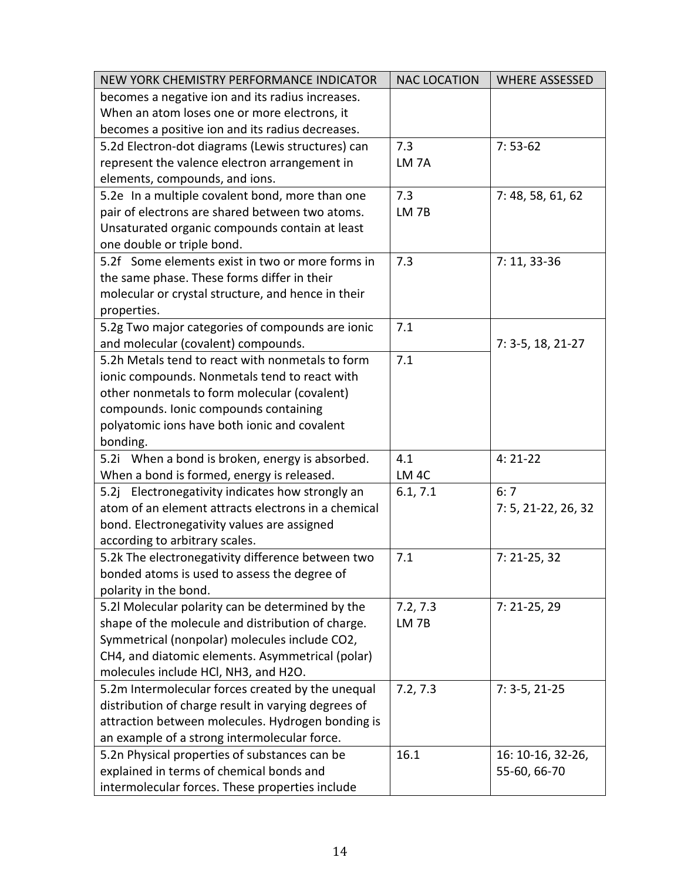| NEW YORK CHEMISTRY PERFORMANCE INDICATOR | NAC LOCATION | WHERE ASSESSED |
|---|---|---|
| becomes a negative ion and its radius increases. When an atom loses one or more electrons, it becomes a positive ion and its radius decreases. | | |
| 5.2d Electron-dot diagrams (Lewis structures) can represent the valence electron arrangement in elements, compounds, and ions. | 7.3<br>LM 7A | 7: 53-62 |
| 5.2e In a multiple covalent bond, more than one pair of electrons are shared between two atoms. Unsaturated organic compounds contain at least one double or triple bond. | 7.3<br>LM 7B | 7: 48, 58, 61, 62 |
| 5.2f Some elements exist in two or more forms in the same phase. These forms differ in their molecular or crystal structure, and hence in their properties. | 7.3 | 7: 11, 33-36 |
| 5.2g Two major categories of compounds are ionic and molecular (covalent) compounds. | 7.1 | 7: 3-5, 18, 21-27 |
| 5.2h Metals tend to react with nonmetals to form ionic compounds. Nonmetals tend to react with other nonmetals to form molecular (covalent) compounds. Ionic compounds containing polyatomic ions have both ionic and covalent bonding. | 7.1 | |
| 5.2i When a bond is broken, energy is absorbed. When a bond is formed, energy is released. | 4.1<br>LM 4C | 4: 21-22 |
| 5.2j Electronegativity indicates how strongly an atom of an element attracts electrons in a chemical bond. Electronegativity values are assigned according to arbitrary scales. | 6.1, 7.1 | 6: 7<br>7: 5, 21-22, 26, 32 |
| 5.2k The electronegativity difference between two bonded atoms is used to assess the degree of polarity in the bond. | 7.1 | 7: 21-25, 32 |
| 5.2l Molecular polarity can be determined by the shape of the molecule and distribution of charge. Symmetrical (nonpolar) molecules include $CO_2$, $CH_4$, and diatomic elements. Asymmetrical (polar) molecules include HCl, $NH_3$, and $H_2O$. | 7.2, 7.3<br>LM 7B | 7: 21-25, 29 |
| 5.2m Intermolecular forces created by the unequal distribution of charge result in varying degrees of attraction between molecules. Hydrogen bonding is an example of a strong intermolecular force. | 7.2, 7.3 | 7: 3-5, 21-25 |
| 5.2n Physical properties of substances can be explained in terms of chemical bonds and intermolecular forces. These properties include | 16.1 | 16: 10-16, 32-26, 55-60, 66-70 |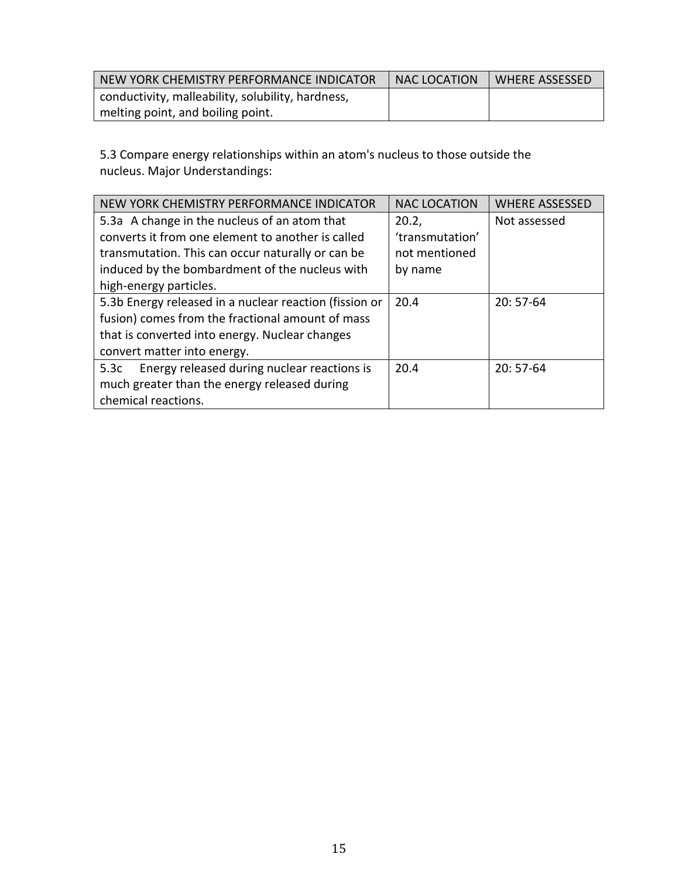| NEW YORK CHEMISTRY PERFORMANCE INDICATOR | NAC LOCATION | WHERE ASSESSED |
| --- | --- | --- |
| conductivity, malleability, solubility, hardness, melting point, and boiling point. | | |

5.3 Compare energy relationships within an atom's nucleus to those outside the nucleus. Major Understandings:

| NEW YORK CHEMISTRY PERFORMANCE INDICATOR | NAC LOCATION | WHERE ASSESSED |
| --- | --- | --- |
| 5.3a A change in the nucleus of an atom that converts it from one element to another is called transmutation. This can occur naturally or can be induced by the bombardment of the nucleus with high-energy particles. | 20.2, 'transmutation' not mentioned by name | Not assessed |
| 5.3b Energy released in a nuclear reaction (fission or fusion) comes from the fractional amount of mass that is converted into energy. Nuclear changes convert matter into energy. | 20.4 | 20: 57-64 |
| 5.3c Energy released during nuclear reactions is much greater than the energy released during chemical reactions. | 20.4 | 20: 57-64 |